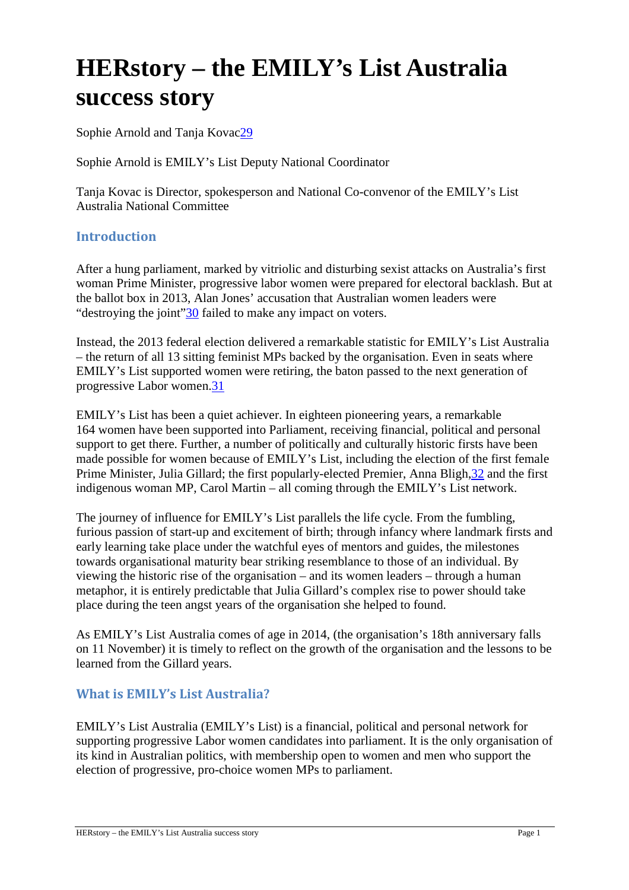# HERstory – the EMILY's List Australia success story

Sophie Arnold and Tanja Kovac[29]

Sophie Arnold is EMILY's List Deputy National Coordinator

Tanja Kovac is Director, spokesperson and National Co-convenor of the EMILY's List Australia National Committee

## Introduction

After a hung parliament, marked by vitriolic and disturbing sexist attacks on Australia's first woman Prime Minister, progressive labor women were prepared for electoral backlash. But at the ballot box in 2013, Alan Jones' accusation that Australian women leaders were "destroying the joint"[30] failed to make any impact on voters.

Instead, the 2013 federal election delivered a remarkable statistic for EMILY's List Australia – the return of all 13 sitting feminist MPs backed by the organisation. Even in seats where EMILY's List supported women were retiring, the baton passed to the next generation of progressive Labor women.[31]

EMILY's List has been a quiet achiever. In eighteen pioneering years, a remarkable 164 women have been supported into Parliament, receiving financial, political and personal support to get there. Further, a number of politically and culturally historic firsts have been made possible for women because of EMILY's List, including the election of the first female Prime Minister, Julia Gillard; the first popularly-elected Premier, Anna Bligh,[32] and the first indigenous woman MP, Carol Martin – all coming through the EMILY's List network.

The journey of influence for EMILY's List parallels the life cycle. From the fumbling, furious passion of start-up and excitement of birth; through infancy where landmark firsts and early learning take place under the watchful eyes of mentors and guides, the milestones towards organisational maturity bear striking resemblance to those of an individual. By viewing the historic rise of the organisation – and its women leaders – through a human metaphor, it is entirely predictable that Julia Gillard's complex rise to power should take place during the teen angst years of the organisation she helped to found.

As EMILY's List Australia comes of age in 2014, (the organisation's 18th anniversary falls on 11 November) it is timely to reflect on the growth of the organisation and the lessons to be learned from the Gillard years.

## What is EMILY's List Australia?

EMILY's List Australia (EMILY's List) is a financial, political and personal network for supporting progressive Labor women candidates into parliament. It is the only organisation of its kind in Australian politics, with membership open to women and men who support the election of progressive, pro-choice women MPs to parliament.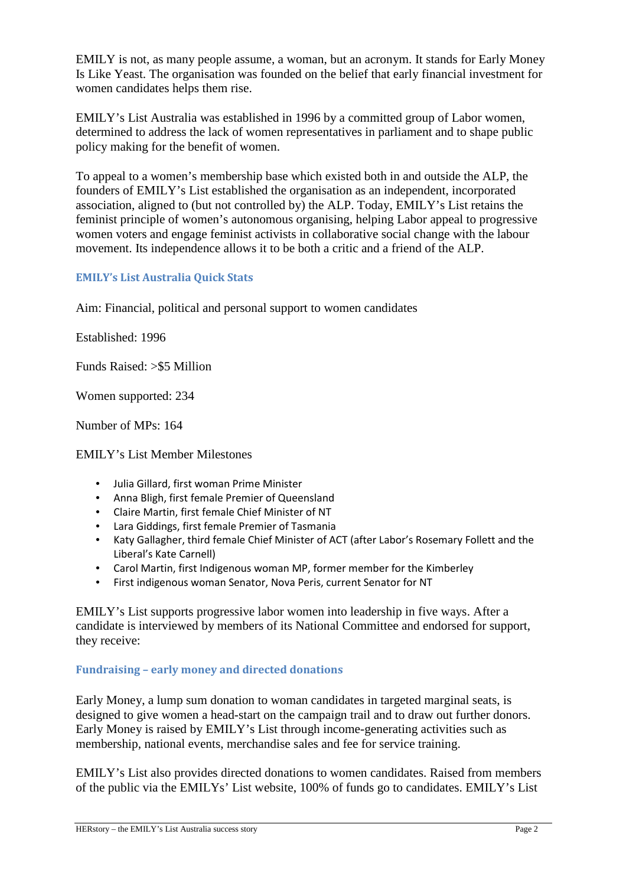EMILY is not, as many people assume, a woman, but an acronym. It stands for Early Money Is Like Yeast. The organisation was founded on the belief that early financial investment for women candidates helps them rise.

EMILY's List Australia was established in 1996 by a committed group of Labor women, determined to address the lack of women representatives in parliament and to shape public policy making for the benefit of women.

To appeal to a women's membership base which existed both in and outside the ALP, the founders of EMILY's List established the organisation as an independent, incorporated association, aligned to (but not controlled by) the ALP. Today, EMILY's List retains the feminist principle of women's autonomous organising, helping Labor appeal to progressive women voters and engage feminist activists in collaborative social change with the labour movement. Its independence allows it to be both a critic and a friend of the ALP.

### EMILY's List Australia Quick Stats

Aim: Financial, political and personal support to women candidates

Established: 1996

Funds Raised: >$5 Million

Women supported: 234

Number of MPs: 164

EMILY's List Member Milestones

- Julia Gillard, first woman Prime Minister
- Anna Bligh, first female Premier of Queensland
- Claire Martin, first female Chief Minister of NT
- Lara Giddings, first female Premier of Tasmania
- Katy Gallagher, third female Chief Minister of ACT (after Labor's Rosemary Follett and the Liberal's Kate Carnell)
- Carol Martin, first Indigenous woman MP, former member for the Kimberley
- First indigenous woman Senator, Nova Peris, current Senator for NT

EMILY's List supports progressive labor women into leadership in five ways. After a candidate is interviewed by members of its National Committee and endorsed for support, they receive:

### Fundraising – early money and directed donations

Early Money, a lump sum donation to woman candidates in targeted marginal seats, is designed to give women a head-start on the campaign trail and to draw out further donors. Early Money is raised by EMILY's List through income-generating activities such as membership, national events, merchandise sales and fee for service training.

EMILY's List also provides directed donations to women candidates. Raised from members of the public via the EMILYs' List website, 100% of funds go to candidates. EMILY's List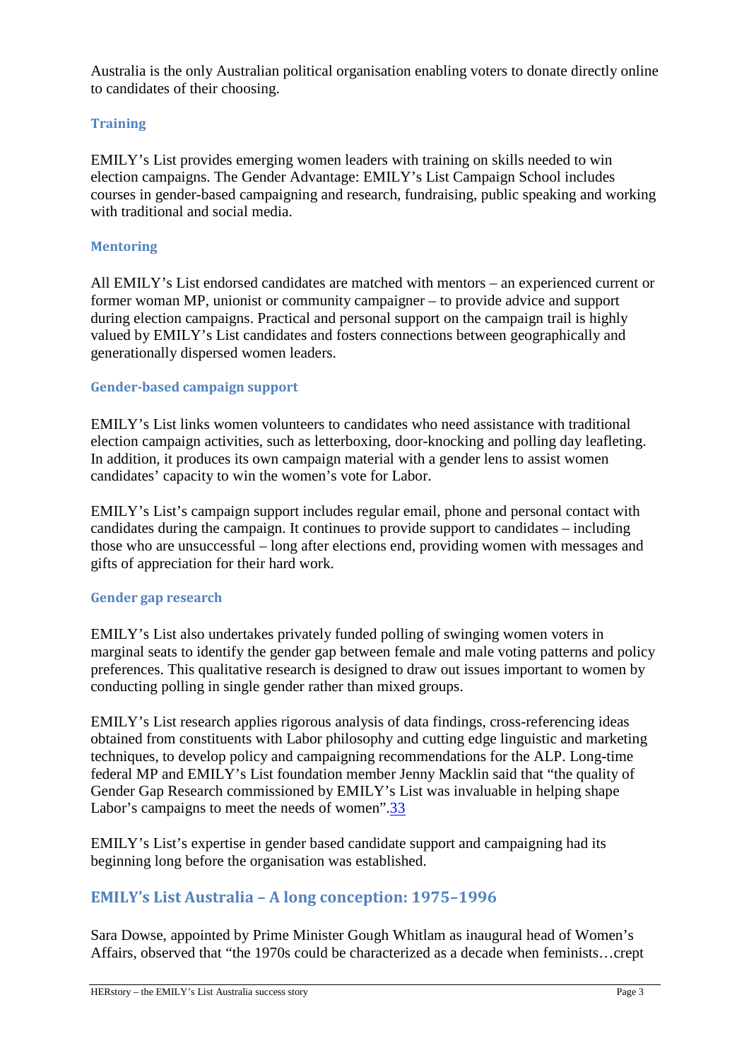Australia is the only Australian political organisation enabling voters to donate directly online to candidates of their choosing.

### Training

EMILY's List provides emerging women leaders with training on skills needed to win election campaigns. The Gender Advantage: EMILY's List Campaign School includes courses in gender-based campaigning and research, fundraising, public speaking and working with traditional and social media.

### Mentoring

All EMILY's List endorsed candidates are matched with mentors – an experienced current or former woman MP, unionist or community campaigner – to provide advice and support during election campaigns. Practical and personal support on the campaign trail is highly valued by EMILY's List candidates and fosters connections between geographically and generationally dispersed women leaders.

### Gender-based campaign support

EMILY's List links women volunteers to candidates who need assistance with traditional election campaign activities, such as letterboxing, door-knocking and polling day leafleting. In addition, it produces its own campaign material with a gender lens to assist women candidates' capacity to win the women's vote for Labor.

EMILY's List's campaign support includes regular email, phone and personal contact with candidates during the campaign. It continues to provide support to candidates – including those who are unsuccessful – long after elections end, providing women with messages and gifts of appreciation for their hard work.

### Gender gap research

EMILY's List also undertakes privately funded polling of swinging women voters in marginal seats to identify the gender gap between female and male voting patterns and policy preferences. This qualitative research is designed to draw out issues important to women by conducting polling in single gender rather than mixed groups.

EMILY's List research applies rigorous analysis of data findings, cross-referencing ideas obtained from constituents with Labor philosophy and cutting edge linguistic and marketing techniques, to develop policy and campaigning recommendations for the ALP. Long-time federal MP and EMILY's List foundation member Jenny Macklin said that "the quality of Gender Gap Research commissioned by EMILY's List was invaluable in helping shape Labor's campaigns to meet the needs of women".[33]

EMILY's List's expertise in gender based candidate support and campaigning had its beginning long before the organisation was established.

## EMILY's List Australia – A long conception: 1975–1996

Sara Dowse, appointed by Prime Minister Gough Whitlam as inaugural head of Women's Affairs, observed that "the 1970s could be characterized as a decade when feminists…crept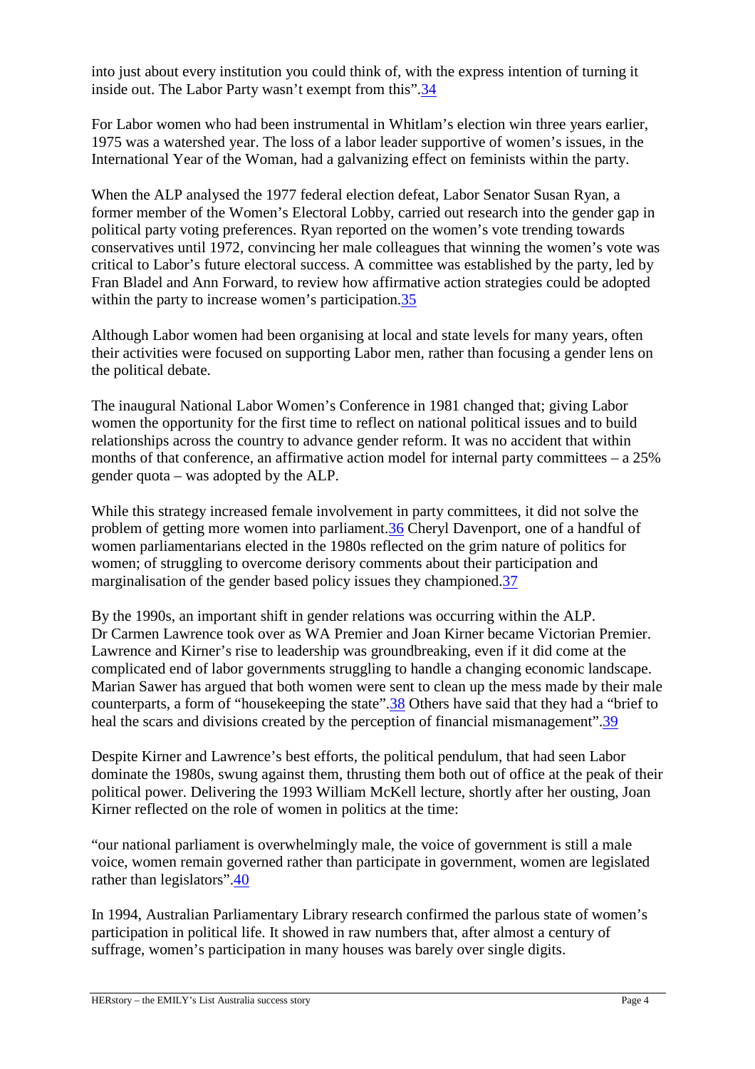into just about every institution you could think of, with the express intention of turning it inside out. The Labor Party wasn't exempt from this".[34]

For Labor women who had been instrumental in Whitlam's election win three years earlier, 1975 was a watershed year. The loss of a labor leader supportive of women's issues, in the International Year of the Woman, had a galvanizing effect on feminists within the party.

When the ALP analysed the 1977 federal election defeat, Labor Senator Susan Ryan, a former member of the Women's Electoral Lobby, carried out research into the gender gap in political party voting preferences. Ryan reported on the women's vote trending towards conservatives until 1972, convincing her male colleagues that winning the women's vote was critical to Labor's future electoral success. A committee was established by the party, led by Fran Bladel and Ann Forward, to review how affirmative action strategies could be adopted within the party to increase women's participation.[35]

Although Labor women had been organising at local and state levels for many years, often their activities were focused on supporting Labor men, rather than focusing a gender lens on the political debate.

The inaugural National Labor Women's Conference in 1981 changed that; giving Labor women the opportunity for the first time to reflect on national political issues and to build relationships across the country to advance gender reform. It was no accident that within months of that conference, an affirmative action model for internal party committees – a 25% gender quota – was adopted by the ALP.

While this strategy increased female involvement in party committees, it did not solve the problem of getting more women into parliament.[36] Cheryl Davenport, one of a handful of women parliamentarians elected in the 1980s reflected on the grim nature of politics for women; of struggling to overcome derisory comments about their participation and marginalisation of the gender based policy issues they championed.[37]

By the 1990s, an important shift in gender relations was occurring within the ALP. Dr Carmen Lawrence took over as WA Premier and Joan Kirner became Victorian Premier. Lawrence and Kirner's rise to leadership was groundbreaking, even if it did come at the complicated end of labor governments struggling to handle a changing economic landscape. Marian Sawer has argued that both women were sent to clean up the mess made by their male counterparts, a form of "housekeeping the state".[38] Others have said that they had a "brief to heal the scars and divisions created by the perception of financial mismanagement".[39]

Despite Kirner and Lawrence's best efforts, the political pendulum, that had seen Labor dominate the 1980s, swung against them, thrusting them both out of office at the peak of their political power. Delivering the 1993 William McKell lecture, shortly after her ousting, Joan Kirner reflected on the role of women in politics at the time:

"our national parliament is overwhelmingly male, the voice of government is still a male voice, women remain governed rather than participate in government, women are legislated rather than legislators".[40]

In 1994, Australian Parliamentary Library research confirmed the parlous state of women's participation in political life. It showed in raw numbers that, after almost a century of suffrage, women's participation in many houses was barely over single digits.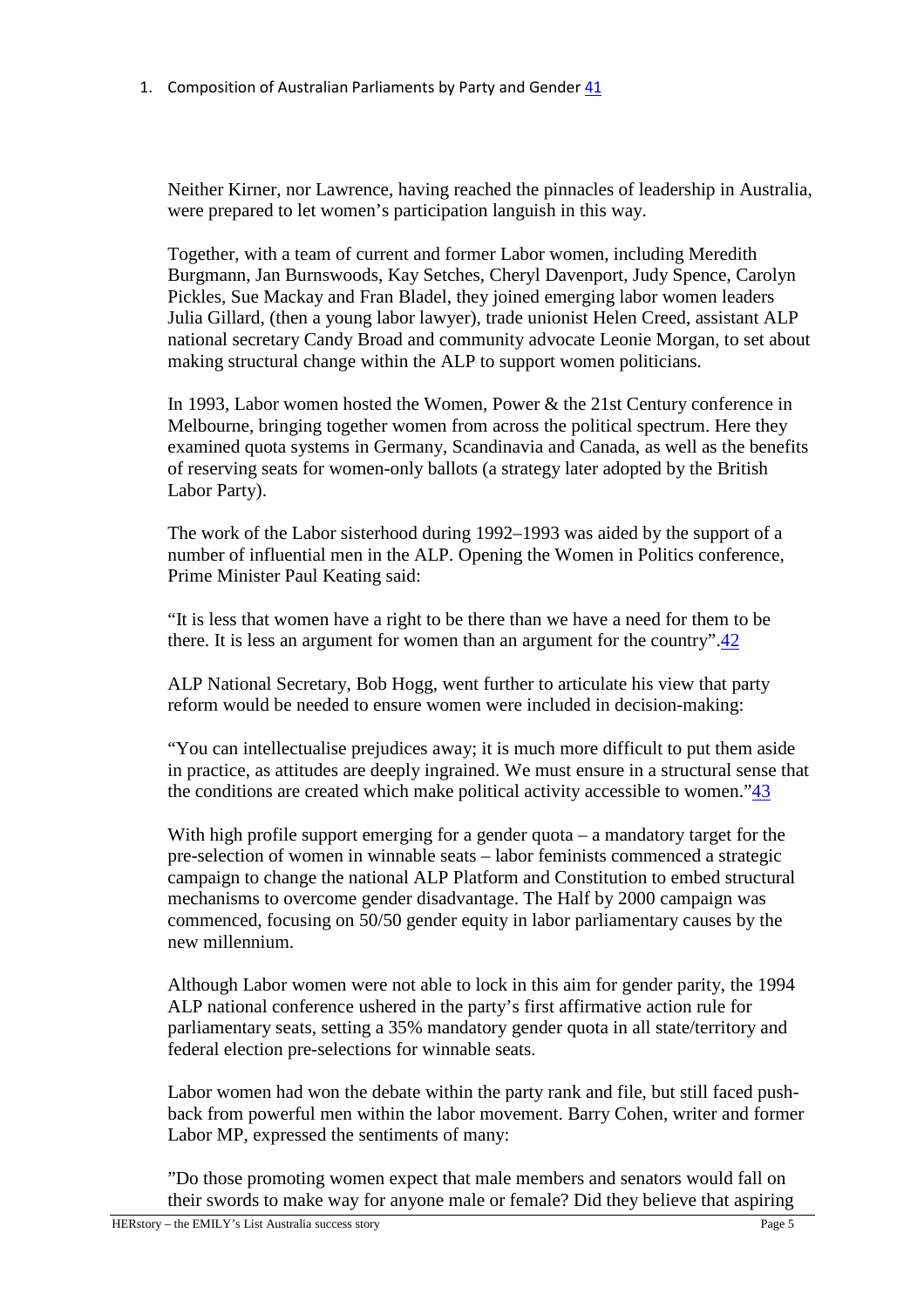1. Composition of Australian Parliaments by Party and Gender [41]

Neither Kirner, nor Lawrence, having reached the pinnacles of leadership in Australia, were prepared to let women's participation languish in this way.

Together, with a team of current and former Labor women, including Meredith Burgmann, Jan Burnswoods, Kay Setches, Cheryl Davenport, Judy Spence, Carolyn Pickles, Sue Mackay and Fran Bladel, they joined emerging labor women leaders Julia Gillard, (then a young labor lawyer), trade unionist Helen Creed, assistant ALP national secretary Candy Broad and community advocate Leonie Morgan, to set about making structural change within the ALP to support women politicians.

In 1993, Labor women hosted the Women, Power & the 21st Century conference in Melbourne, bringing together women from across the political spectrum. Here they examined quota systems in Germany, Scandinavia and Canada, as well as the benefits of reserving seats for women-only ballots (a strategy later adopted by the British Labor Party).

The work of the Labor sisterhood during 1992–1993 was aided by the support of a number of influential men in the ALP. Opening the Women in Politics conference, Prime Minister Paul Keating said:

"It is less that women have a right to be there than we have a need for them to be there. It is less an argument for women than an argument for the country".[42]

ALP National Secretary, Bob Hogg, went further to articulate his view that party reform would be needed to ensure women were included in decision-making:

"You can intellectualise prejudices away; it is much more difficult to put them aside in practice, as attitudes are deeply ingrained. We must ensure in a structural sense that the conditions are created which make political activity accessible to women."[43]

With high profile support emerging for a gender quota – a mandatory target for the pre-selection of women in winnable seats – labor feminists commenced a strategic campaign to change the national ALP Platform and Constitution to embed structural mechanisms to overcome gender disadvantage. The Half by 2000 campaign was commenced, focusing on 50/50 gender equity in labor parliamentary causes by the new millennium.

Although Labor women were not able to lock in this aim for gender parity, the 1994 ALP national conference ushered in the party's first affirmative action rule for parliamentary seats, setting a 35% mandatory gender quota in all state/territory and federal election pre-selections for winnable seats.

Labor women had won the debate within the party rank and file, but still faced push-back from powerful men within the labor movement. Barry Cohen, writer and former Labor MP, expressed the sentiments of many:

"Do those promoting women expect that male members and senators would fall on their swords to make way for anyone male or female? Did they believe that aspiring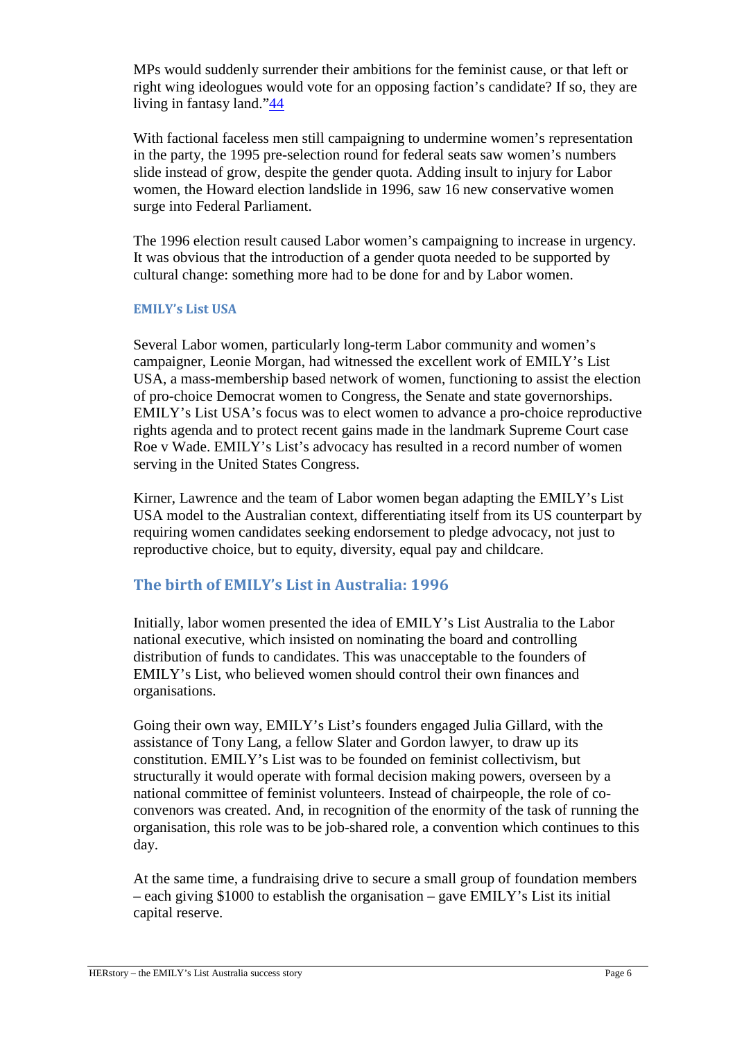MPs would suddenly surrender their ambitions for the feminist cause, or that left or right wing ideologues would vote for an opposing faction's candidate? If so, they are living in fantasy land."[44]

With factional faceless men still campaigning to undermine women's representation in the party, the 1995 pre-selection round for federal seats saw women's numbers slide instead of grow, despite the gender quota. Adding insult to injury for Labor women, the Howard election landslide in 1996, saw 16 new conservative women surge into Federal Parliament.

The 1996 election result caused Labor women's campaigning to increase in urgency. It was obvious that the introduction of a gender quota needed to be supported by cultural change: something more had to be done for and by Labor women.

### EMILY's List USA

Several Labor women, particularly long-term Labor community and women's campaigner, Leonie Morgan, had witnessed the excellent work of EMILY's List USA, a mass-membership based network of women, functioning to assist the election of pro-choice Democrat women to Congress, the Senate and state governorships. EMILY's List USA's focus was to elect women to advance a pro-choice reproductive rights agenda and to protect recent gains made in the landmark Supreme Court case Roe v Wade. EMILY's List's advocacy has resulted in a record number of women serving in the United States Congress.

Kirner, Lawrence and the team of Labor women began adapting the EMILY's List USA model to the Australian context, differentiating itself from its US counterpart by requiring women candidates seeking endorsement to pledge advocacy, not just to reproductive choice, but to equity, diversity, equal pay and childcare.

## The birth of EMILY's List in Australia: 1996

Initially, labor women presented the idea of EMILY's List Australia to the Labor national executive, which insisted on nominating the board and controlling distribution of funds to candidates. This was unacceptable to the founders of EMILY's List, who believed women should control their own finances and organisations.

Going their own way, EMILY's List's founders engaged Julia Gillard, with the assistance of Tony Lang, a fellow Slater and Gordon lawyer, to draw up its constitution. EMILY's List was to be founded on feminist collectivism, but structurally it would operate with formal decision making powers, overseen by a national committee of feminist volunteers. Instead of chairpeople, the role of co-convenors was created. And, in recognition of the enormity of the task of running the organisation, this role was to be job-shared role, a convention which continues to this day.

At the same time, a fundraising drive to secure a small group of foundation members – each giving $1000 to establish the organisation – gave EMILY's List its initial capital reserve.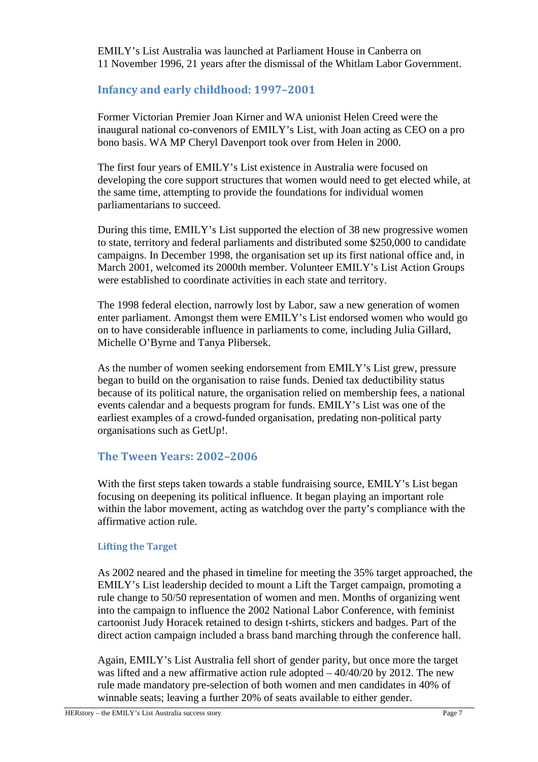EMILY's List Australia was launched at Parliament House in Canberra on 11 November 1996, 21 years after the dismissal of the Whitlam Labor Government.

## Infancy and early childhood: 1997–2001

Former Victorian Premier Joan Kirner and WA unionist Helen Creed were the inaugural national co-convenors of EMILY's List, with Joan acting as CEO on a pro bono basis. WA MP Cheryl Davenport took over from Helen in 2000.

The first four years of EMILY's List existence in Australia were focused on developing the core support structures that women would need to get elected while, at the same time, attempting to provide the foundations for individual women parliamentarians to succeed.

During this time, EMILY's List supported the election of 38 new progressive women to state, territory and federal parliaments and distributed some $250,000 to candidate campaigns. In December 1998, the organisation set up its first national office and, in March 2001, welcomed its 2000th member. Volunteer EMILY's List Action Groups were established to coordinate activities in each state and territory.

The 1998 federal election, narrowly lost by Labor, saw a new generation of women enter parliament. Amongst them were EMILY's List endorsed women who would go on to have considerable influence in parliaments to come, including Julia Gillard, Michelle O'Byrne and Tanya Plibersek.

As the number of women seeking endorsement from EMILY's List grew, pressure began to build on the organisation to raise funds. Denied tax deductibility status because of its political nature, the organisation relied on membership fees, a national events calendar and a bequests program for funds. EMILY's List was one of the earliest examples of a crowd-funded organisation, predating non-political party organisations such as GetUp!.

## The Tween Years: 2002–2006

With the first steps taken towards a stable fundraising source, EMILY's List began focusing on deepening its political influence. It began playing an important role within the labor movement, acting as watchdog over the party's compliance with the affirmative action rule.

### Lifting the Target

As 2002 neared and the phased in timeline for meeting the 35% target approached, the EMILY's List leadership decided to mount a Lift the Target campaign, promoting a rule change to 50/50 representation of women and men. Months of organizing went into the campaign to influence the 2002 National Labor Conference, with feminist cartoonist Judy Horacek retained to design t-shirts, stickers and badges. Part of the direct action campaign included a brass band marching through the conference hall.

Again, EMILY's List Australia fell short of gender parity, but once more the target was lifted and a new affirmative action rule adopted – 40/40/20 by 2012. The new rule made mandatory pre-selection of both women and men candidates in 40% of winnable seats; leaving a further 20% of seats available to either gender.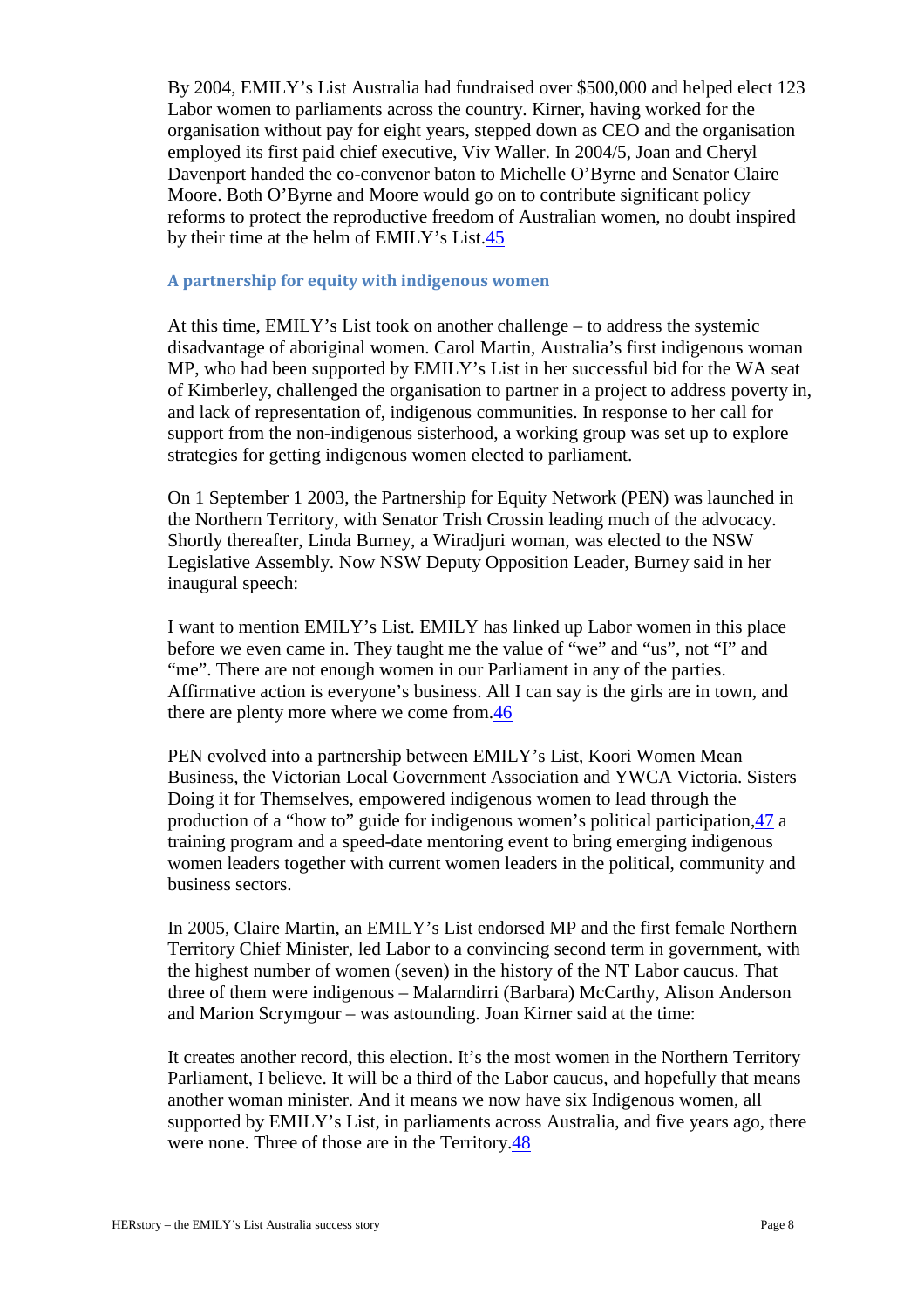By 2004, EMILY's List Australia had fundraised over $500,000 and helped elect 123 Labor women to parliaments across the country. Kirner, having worked for the organisation without pay for eight years, stepped down as CEO and the organisation employed its first paid chief executive, Viv Waller. In 2004/5, Joan and Cheryl Davenport handed the co-convenor baton to Michelle O'Byrne and Senator Claire Moore. Both O'Byrne and Moore would go on to contribute significant policy reforms to protect the reproductive freedom of Australian women, no doubt inspired by their time at the helm of EMILY's List.[45]

### A partnership for equity with indigenous women

At this time, EMILY's List took on another challenge – to address the systemic disadvantage of aboriginal women. Carol Martin, Australia's first indigenous woman MP, who had been supported by EMILY's List in her successful bid for the WA seat of Kimberley, challenged the organisation to partner in a project to address poverty in, and lack of representation of, indigenous communities. In response to her call for support from the non-indigenous sisterhood, a working group was set up to explore strategies for getting indigenous women elected to parliament.

On 1 September 1 2003, the Partnership for Equity Network (PEN) was launched in the Northern Territory, with Senator Trish Crossin leading much of the advocacy. Shortly thereafter, Linda Burney, a Wiradjuri woman, was elected to the NSW Legislative Assembly. Now NSW Deputy Opposition Leader, Burney said in her inaugural speech:

I want to mention EMILY's List. EMILY has linked up Labor women in this place before we even came in. They taught me the value of "we" and "us", not "I" and "me". There are not enough women in our Parliament in any of the parties. Affirmative action is everyone's business. All I can say is the girls are in town, and there are plenty more where we come from.[46]

PEN evolved into a partnership between EMILY's List, Koori Women Mean Business, the Victorian Local Government Association and YWCA Victoria. Sisters Doing it for Themselves, empowered indigenous women to lead through the production of a "how to" guide for indigenous women's political participation,[47] a training program and a speed-date mentoring event to bring emerging indigenous women leaders together with current women leaders in the political, community and business sectors.

In 2005, Claire Martin, an EMILY's List endorsed MP and the first female Northern Territory Chief Minister, led Labor to a convincing second term in government, with the highest number of women (seven) in the history of the NT Labor caucus. That three of them were indigenous – Malarndirri (Barbara) McCarthy, Alison Anderson and Marion Scrymgour – was astounding. Joan Kirner said at the time:

It creates another record, this election. It's the most women in the Northern Territory Parliament, I believe. It will be a third of the Labor caucus, and hopefully that means another woman minister. And it means we now have six Indigenous women, all supported by EMILY's List, in parliaments across Australia, and five years ago, there were none. Three of those are in the Territory.[48]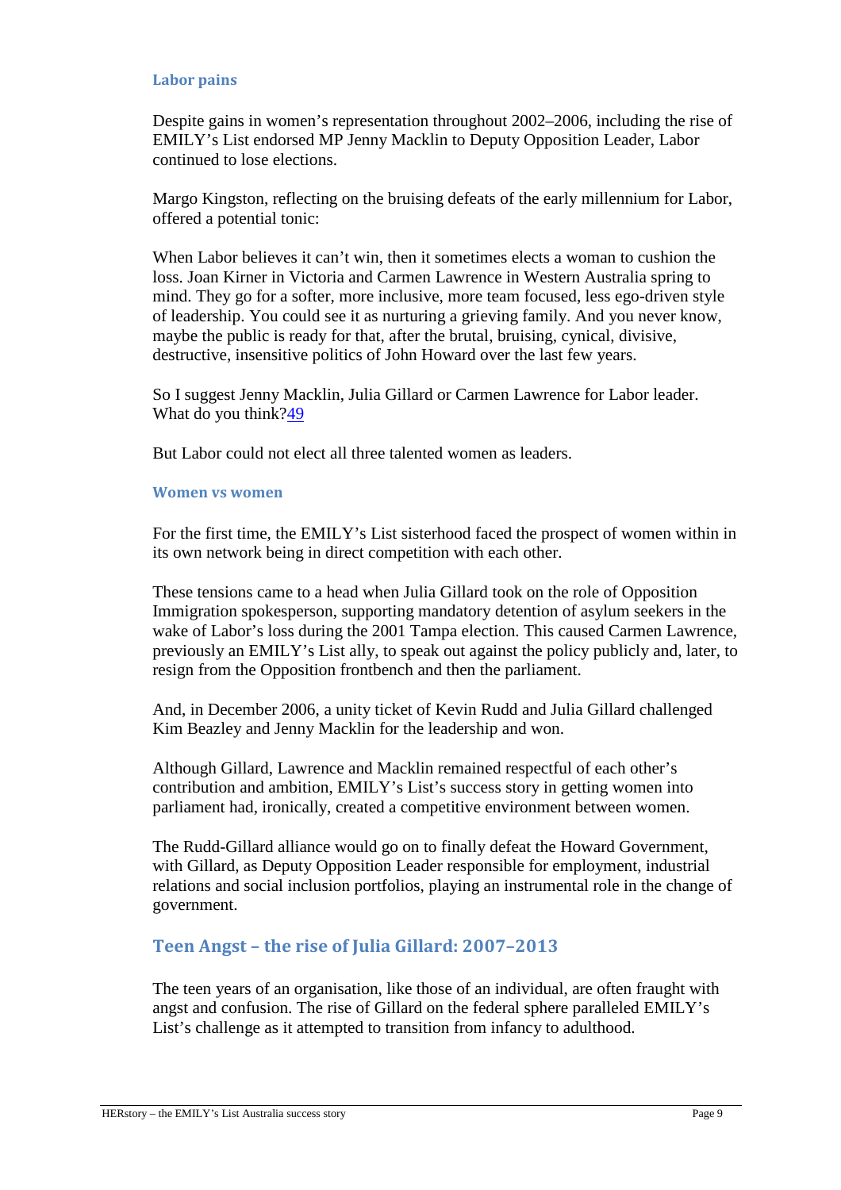### Labor pains

Despite gains in women's representation throughout 2002–2006, including the rise of EMILY's List endorsed MP Jenny Macklin to Deputy Opposition Leader, Labor continued to lose elections.

Margo Kingston, reflecting on the bruising defeats of the early millennium for Labor, offered a potential tonic:

When Labor believes it can't win, then it sometimes elects a woman to cushion the loss. Joan Kirner in Victoria and Carmen Lawrence in Western Australia spring to mind. They go for a softer, more inclusive, more team focused, less ego-driven style of leadership. You could see it as nurturing a grieving family. And you never know, maybe the public is ready for that, after the brutal, bruising, cynical, divisive, destructive, insensitive politics of John Howard over the last few years.

So I suggest Jenny Macklin, Julia Gillard or Carmen Lawrence for Labor leader. What do you think?[49]

But Labor could not elect all three talented women as leaders.

### Women vs women

For the first time, the EMILY's List sisterhood faced the prospect of women within in its own network being in direct competition with each other.

These tensions came to a head when Julia Gillard took on the role of Opposition Immigration spokesperson, supporting mandatory detention of asylum seekers in the wake of Labor's loss during the 2001 Tampa election. This caused Carmen Lawrence, previously an EMILY's List ally, to speak out against the policy publicly and, later, to resign from the Opposition frontbench and then the parliament.

And, in December 2006, a unity ticket of Kevin Rudd and Julia Gillard challenged Kim Beazley and Jenny Macklin for the leadership and won.

Although Gillard, Lawrence and Macklin remained respectful of each other's contribution and ambition, EMILY's List's success story in getting women into parliament had, ironically, created a competitive environment between women.

The Rudd-Gillard alliance would go on to finally defeat the Howard Government, with Gillard, as Deputy Opposition Leader responsible for employment, industrial relations and social inclusion portfolios, playing an instrumental role in the change of government.

## Teen Angst – the rise of Julia Gillard: 2007–2013

The teen years of an organisation, like those of an individual, are often fraught with angst and confusion. The rise of Gillard on the federal sphere paralleled EMILY's List's challenge as it attempted to transition from infancy to adulthood.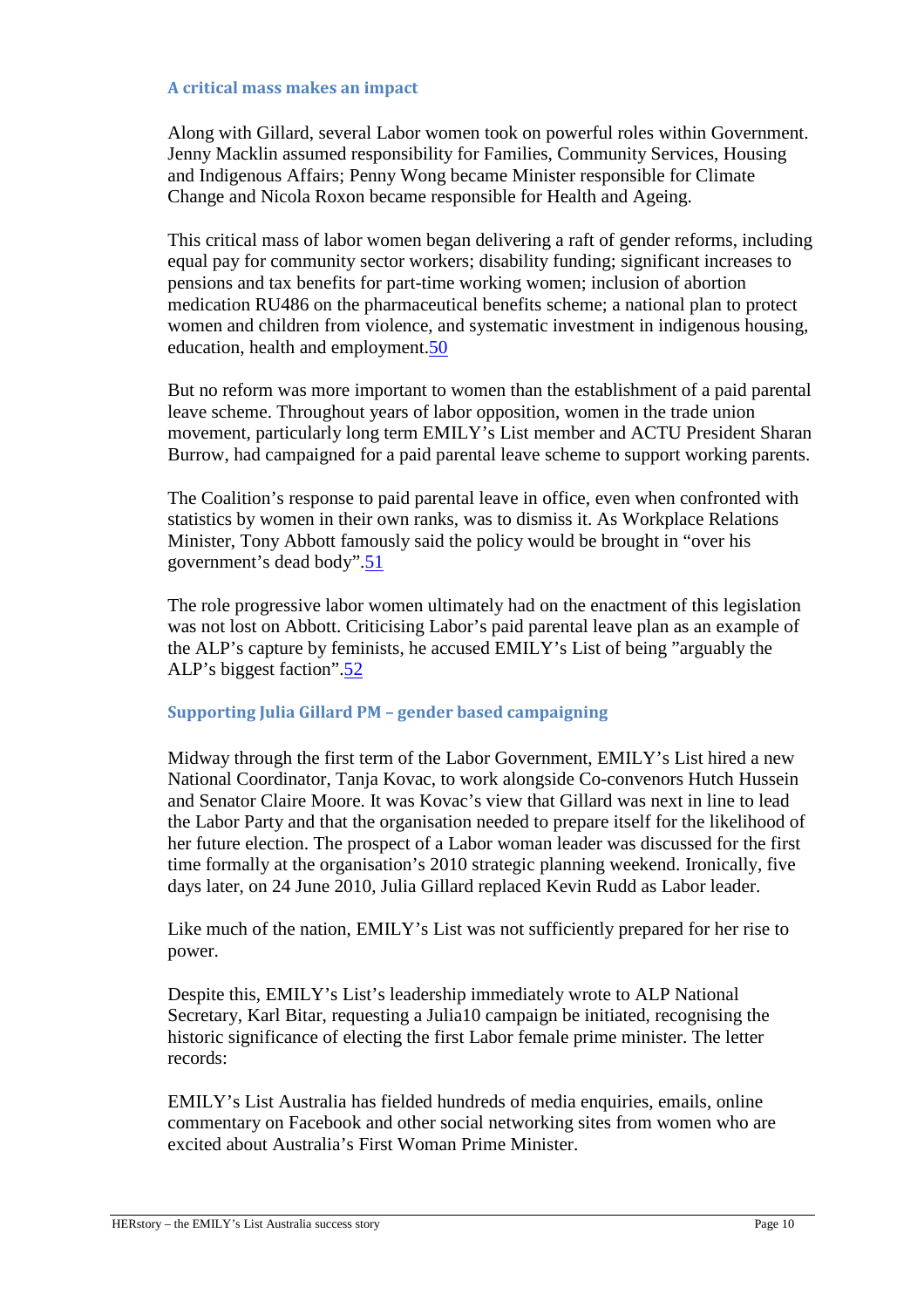### A critical mass makes an impact

Along with Gillard, several Labor women took on powerful roles within Government. Jenny Macklin assumed responsibility for Families, Community Services, Housing and Indigenous Affairs; Penny Wong became Minister responsible for Climate Change and Nicola Roxon became responsible for Health and Ageing.

This critical mass of labor women began delivering a raft of gender reforms, including equal pay for community sector workers; disability funding; significant increases to pensions and tax benefits for part-time working women; inclusion of abortion medication RU486 on the pharmaceutical benefits scheme; a national plan to protect women and children from violence, and systematic investment in indigenous housing, education, health and employment.[50]

But no reform was more important to women than the establishment of a paid parental leave scheme. Throughout years of labor opposition, women in the trade union movement, particularly long term EMILY's List member and ACTU President Sharan Burrow, had campaigned for a paid parental leave scheme to support working parents.

The Coalition's response to paid parental leave in office, even when confronted with statistics by women in their own ranks, was to dismiss it. As Workplace Relations Minister, Tony Abbott famously said the policy would be brought in "over his government's dead body".[51]

The role progressive labor women ultimately had on the enactment of this legislation was not lost on Abbott. Criticising Labor's paid parental leave plan as an example of the ALP's capture by feminists, he accused EMILY's List of being "arguably the ALP's biggest faction".[52]

### Supporting Julia Gillard PM – gender based campaigning

Midway through the first term of the Labor Government, EMILY's List hired a new National Coordinator, Tanja Kovac, to work alongside Co-convenors Hutch Hussein and Senator Claire Moore. It was Kovac's view that Gillard was next in line to lead the Labor Party and that the organisation needed to prepare itself for the likelihood of her future election. The prospect of a Labor woman leader was discussed for the first time formally at the organisation's 2010 strategic planning weekend. Ironically, five days later, on 24 June 2010, Julia Gillard replaced Kevin Rudd as Labor leader.

Like much of the nation, EMILY's List was not sufficiently prepared for her rise to power.

Despite this, EMILY's List's leadership immediately wrote to ALP National Secretary, Karl Bitar, requesting a Julia10 campaign be initiated, recognising the historic significance of electing the first Labor female prime minister. The letter records:

EMILY's List Australia has fielded hundreds of media enquiries, emails, online commentary on Facebook and other social networking sites from women who are excited about Australia's First Woman Prime Minister.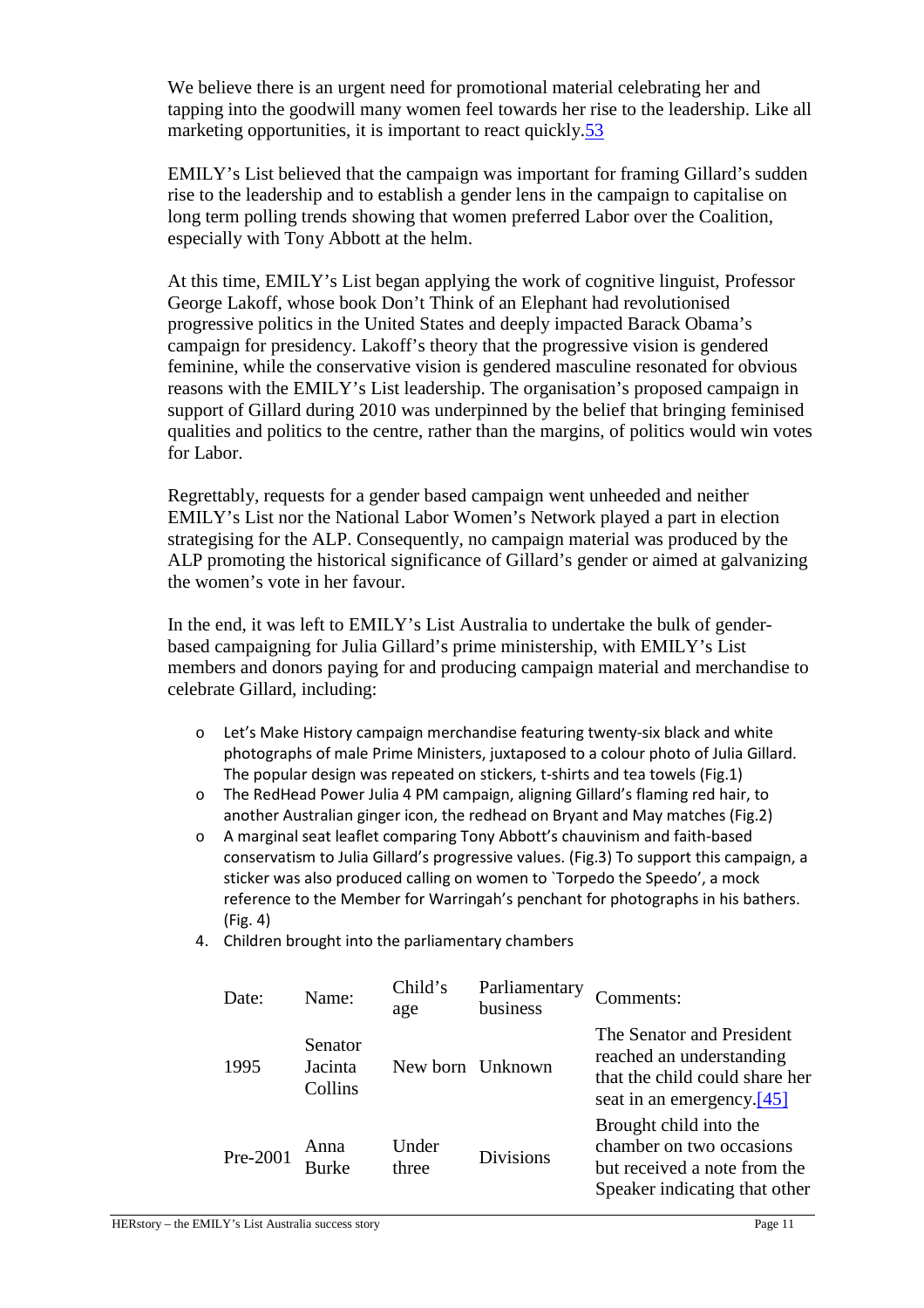We believe there is an urgent need for promotional material celebrating her and tapping into the goodwill many women feel towards her rise to the leadership. Like all marketing opportunities, it is important to react quickly.[53]

EMILY's List believed that the campaign was important for framing Gillard's sudden rise to the leadership and to establish a gender lens in the campaign to capitalise on long term polling trends showing that women preferred Labor over the Coalition, especially with Tony Abbott at the helm.

At this time, EMILY's List began applying the work of cognitive linguist, Professor George Lakoff, whose book Don't Think of an Elephant had revolutionised progressive politics in the United States and deeply impacted Barack Obama's campaign for presidency. Lakoff's theory that the progressive vision is gendered feminine, while the conservative vision is gendered masculine resonated for obvious reasons with the EMILY's List leadership. The organisation's proposed campaign in support of Gillard during 2010 was underpinned by the belief that bringing feminised qualities and politics to the centre, rather than the margins, of politics would win votes for Labor.

Regrettably, requests for a gender based campaign went unheeded and neither EMILY's List nor the National Labor Women's Network played a part in election strategising for the ALP. Consequently, no campaign material was produced by the ALP promoting the historical significance of Gillard's gender or aimed at galvanizing the women's vote in her favour.

In the end, it was left to EMILY's List Australia to undertake the bulk of gender-based campaigning for Julia Gillard's prime ministership, with EMILY's List members and donors paying for and producing campaign material and merchandise to celebrate Gillard, including:

- Let's Make History campaign merchandise featuring twenty-six black and white photographs of male Prime Ministers, juxtaposed to a colour photo of Julia Gillard. The popular design was repeated on stickers, t-shirts and tea towels (Fig.1)
- The RedHead Power Julia 4 PM campaign, aligning Gillard's flaming red hair, to another Australian ginger icon, the redhead on Bryant and May matches (Fig.2)
- A marginal seat leaflet comparing Tony Abbott's chauvinism and faith-based conservatism to Julia Gillard's progressive values. (Fig.3) To support this campaign, a sticker was also produced calling on women to `Torpedo the Speedo', a mock reference to the Member for Warringah's penchant for photographs in his bathers. (Fig. 4)

4. Children brought into the parliamentary chambers

| Date: | Name: | Child's age | Parliamentary business | Comments: |
| --- | --- | --- | --- | --- |
| 1995 | Senator Jacinta Collins | New born | Unknown | The Senator and President reached an understanding that the child could share her seat in an emergency.[45] |
| Pre-2001 | Anna Burke | Under three | Divisions | Brought child into the chamber on two occasions but received a note from the Speaker indicating that other |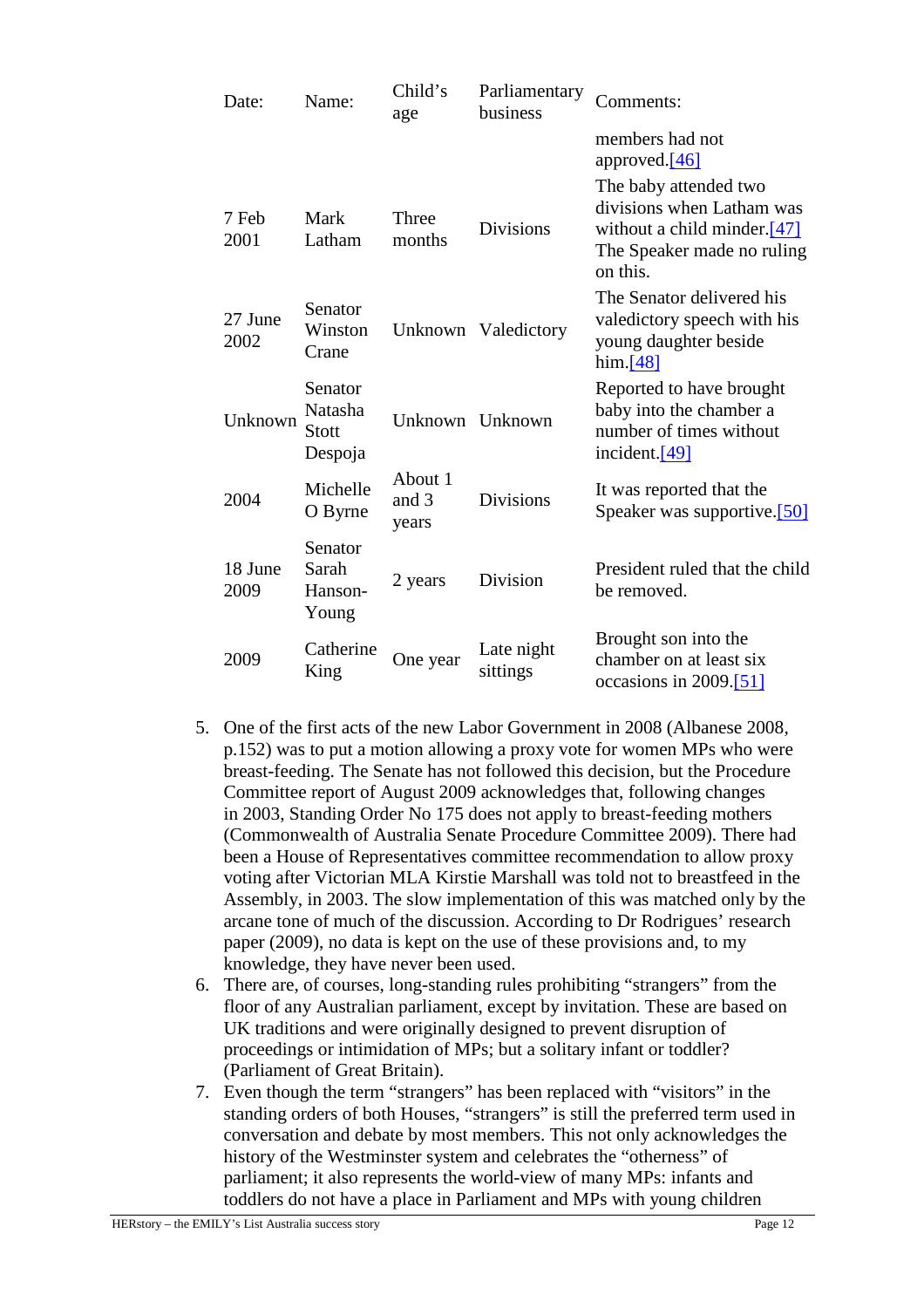| Date: | Name: | Child's age | Parliamentary business | Comments: |
| --- | --- | --- | --- | --- |
| | | | | members had not approved.[46] |
| 7 Feb 2001 | Mark Latham | Three months | Divisions | The baby attended two divisions when Latham was without a child minder.[47] The Speaker made no ruling on this. |
| 27 June 2002 | Senator Winston Crane | Unknown | Valedictory | The Senator delivered his valedictory speech with his young daughter beside him.[48] |
| Unknown | Senator Natasha Stott Despoja | Unknown | Unknown | Reported to have brought baby into the chamber a number of times without incident.[49] |
| 2004 | Michelle O Byrne | About 1 and 3 years | Divisions | It was reported that the Speaker was supportive.[50] |
| 18 June 2009 | Senator Sarah Hanson-Young | 2 years | Division | President ruled that the child be removed. |
| 2009 | Catherine King | One year | Late night sittings | Brought son into the chamber on at least six occasions in 2009.[51] |

5. One of the first acts of the new Labor Government in 2008 (Albanese 2008, p.152) was to put a motion allowing a proxy vote for women MPs who were breast-feeding. The Senate has not followed this decision, but the Procedure Committee report of August 2009 acknowledges that, following changes in 2003, Standing Order No 175 does not apply to breast-feeding mothers (Commonwealth of Australia Senate Procedure Committee 2009). There had been a House of Representatives committee recommendation to allow proxy voting after Victorian MLA Kirstie Marshall was told not to breastfeed in the Assembly, in 2003. The slow implementation of this was matched only by the arcane tone of much of the discussion. According to Dr Rodrigues' research paper (2009), no data is kept on the use of these provisions and, to my knowledge, they have never been used.
6. There are, of courses, long-standing rules prohibiting "strangers" from the floor of any Australian parliament, except by invitation. These are based on UK traditions and were originally designed to prevent disruption of proceedings or intimidation of MPs; but a solitary infant or toddler? (Parliament of Great Britain).
7. Even though the term "strangers" has been replaced with "visitors" in the standing orders of both Houses, "strangers" is still the preferred term used in conversation and debate by most members. This not only acknowledges the history of the Westminster system and celebrates the "otherness" of parliament; it also represents the world-view of many MPs: infants and toddlers do not have a place in Parliament and MPs with young children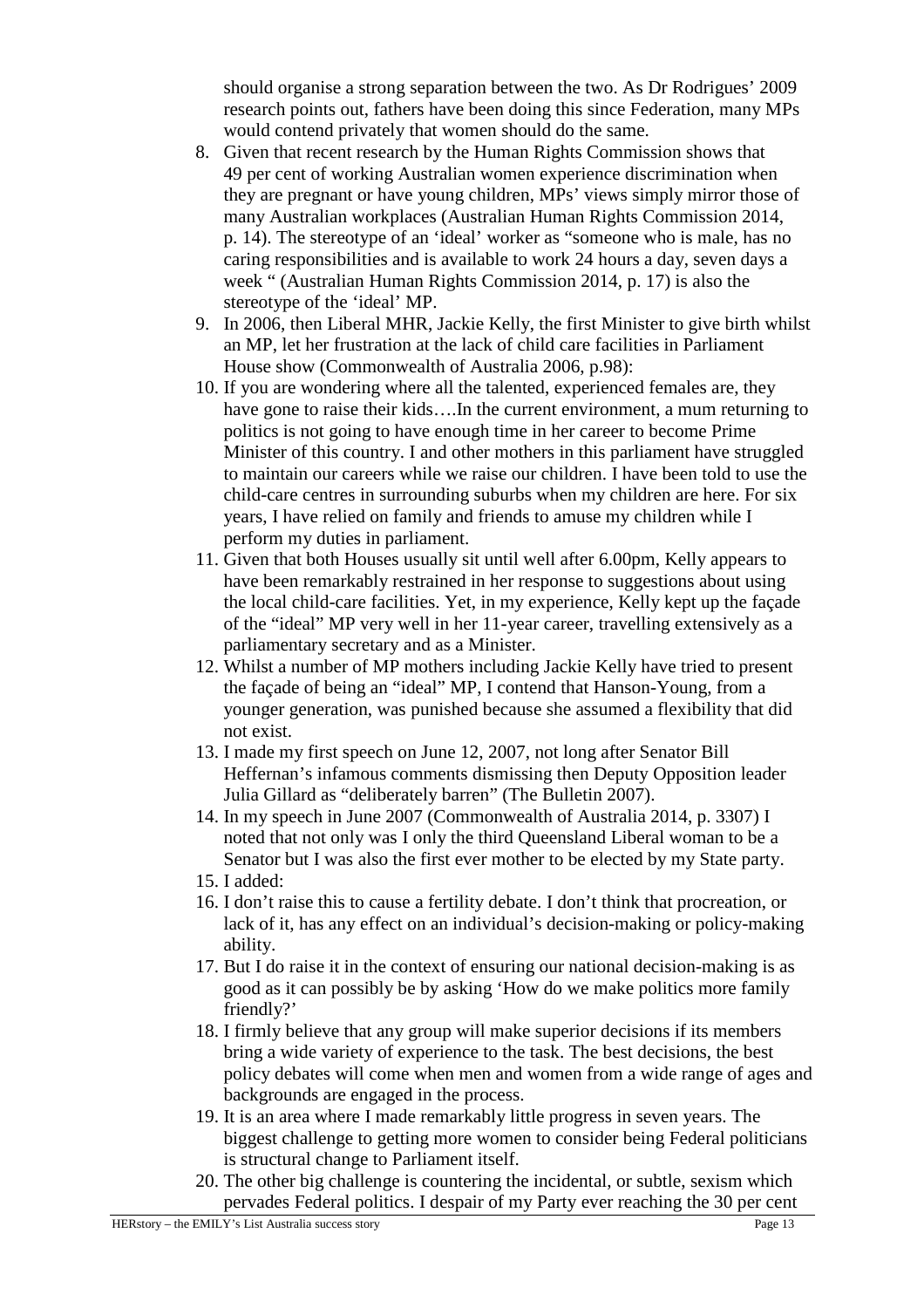should organise a strong separation between the two. As Dr Rodrigues' 2009 research points out, fathers have been doing this since Federation, many MPs would contend privately that women should do the same.

8. Given that recent research by the Human Rights Commission shows that 49 per cent of working Australian women experience discrimination when they are pregnant or have young children, MPs' views simply mirror those of many Australian workplaces (Australian Human Rights Commission 2014, p. 14). The stereotype of an 'ideal' worker as "someone who is male, has no caring responsibilities and is available to work 24 hours a day, seven days a week " (Australian Human Rights Commission 2014, p. 17) is also the stereotype of the 'ideal' MP.
9. In 2006, then Liberal MHR, Jackie Kelly, the first Minister to give birth whilst an MP, let her frustration at the lack of child care facilities in Parliament House show (Commonwealth of Australia 2006, p.98):
10. If you are wondering where all the talented, experienced females are, they have gone to raise their kids….In the current environment, a mum returning to politics is not going to have enough time in her career to become Prime Minister of this country. I and other mothers in this parliament have struggled to maintain our careers while we raise our children. I have been told to use the child-care centres in surrounding suburbs when my children are here. For six years, I have relied on family and friends to amuse my children while I perform my duties in parliament.
11. Given that both Houses usually sit until well after 6.00pm, Kelly appears to have been remarkably restrained in her response to suggestions about using the local child-care facilities. Yet, in my experience, Kelly kept up the façade of the "ideal" MP very well in her 11-year career, travelling extensively as a parliamentary secretary and as a Minister.
12. Whilst a number of MP mothers including Jackie Kelly have tried to present the façade of being an "ideal" MP, I contend that Hanson-Young, from a younger generation, was punished because she assumed a flexibility that did not exist.
13. I made my first speech on June 12, 2007, not long after Senator Bill Heffernan's infamous comments dismissing then Deputy Opposition leader Julia Gillard as "deliberately barren" (The Bulletin 2007).
14. In my speech in June 2007 (Commonwealth of Australia 2014, p. 3307) I noted that not only was I only the third Queensland Liberal woman to be a Senator but I was also the first ever mother to be elected by my State party.
15. I added:
16. I don't raise this to cause a fertility debate. I don't think that procreation, or lack of it, has any effect on an individual's decision-making or policy-making ability.
17. But I do raise it in the context of ensuring our national decision-making is as good as it can possibly be by asking 'How do we make politics more family friendly?'
18. I firmly believe that any group will make superior decisions if its members bring a wide variety of experience to the task. The best decisions, the best policy debates will come when men and women from a wide range of ages and backgrounds are engaged in the process.
19. It is an area where I made remarkably little progress in seven years. The biggest challenge to getting more women to consider being Federal politicians is structural change to Parliament itself.
20. The other big challenge is countering the incidental, or subtle, sexism which pervades Federal politics. I despair of my Party ever reaching the 30 per cent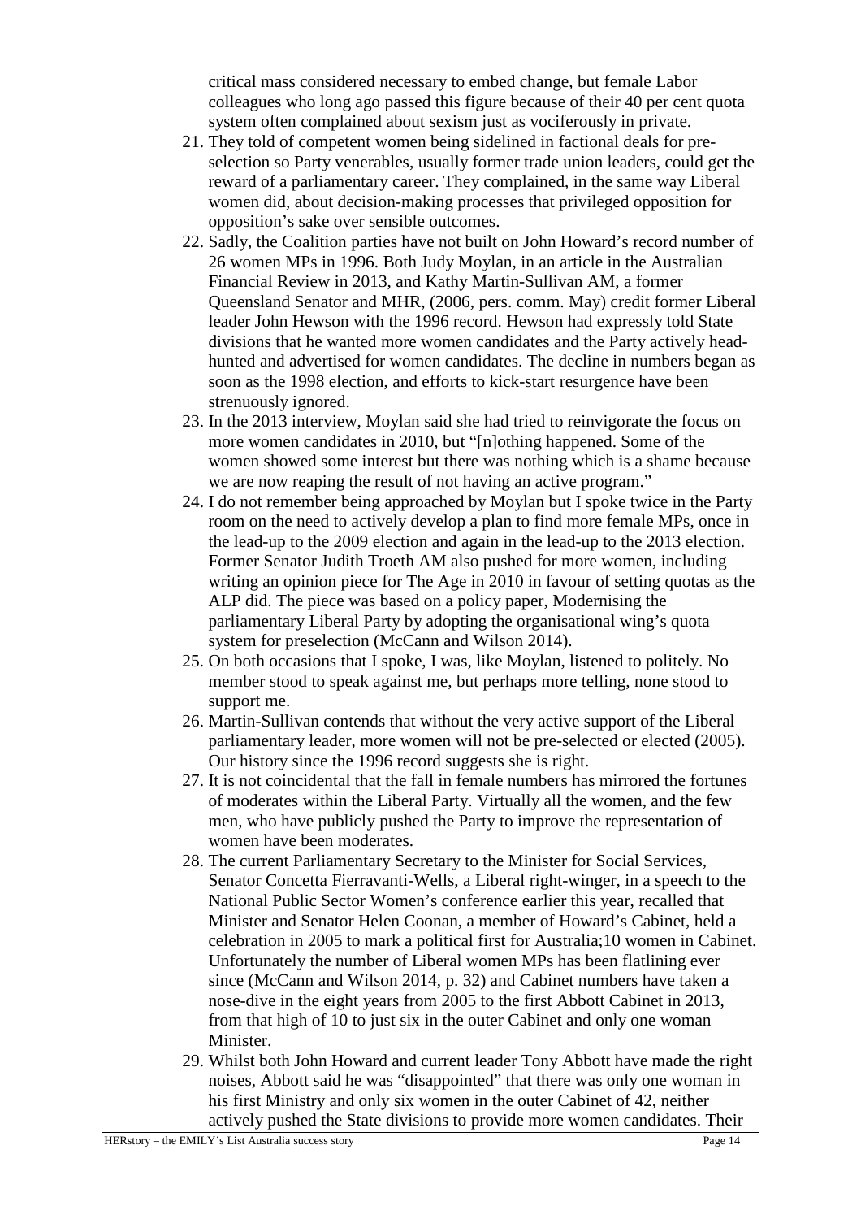critical mass considered necessary to embed change, but female Labor colleagues who long ago passed this figure because of their 40 per cent quota system often complained about sexism just as vociferously in private.

21. They told of competent women being sidelined in factional deals for pre-selection so Party venerables, usually former trade union leaders, could get the reward of a parliamentary career. They complained, in the same way Liberal women did, about decision-making processes that privileged opposition for opposition's sake over sensible outcomes.
22. Sadly, the Coalition parties have not built on John Howard's record number of 26 women MPs in 1996. Both Judy Moylan, in an article in the Australian Financial Review in 2013, and Kathy Martin-Sullivan AM, a former Queensland Senator and MHR, (2006, pers. comm. May) credit former Liberal leader John Hewson with the 1996 record. Hewson had expressly told State divisions that he wanted more women candidates and the Party actively head-hunted and advertised for women candidates. The decline in numbers began as soon as the 1998 election, and efforts to kick-start resurgence have been strenuously ignored.
23. In the 2013 interview, Moylan said she had tried to reinvigorate the focus on more women candidates in 2010, but "[n]othing happened. Some of the women showed some interest but there was nothing which is a shame because we are now reaping the result of not having an active program."
24. I do not remember being approached by Moylan but I spoke twice in the Party room on the need to actively develop a plan to find more female MPs, once in the lead-up to the 2009 election and again in the lead-up to the 2013 election. Former Senator Judith Troeth AM also pushed for more women, including writing an opinion piece for The Age in 2010 in favour of setting quotas as the ALP did. The piece was based on a policy paper, Modernising the parliamentary Liberal Party by adopting the organisational wing's quota system for preselection (McCann and Wilson 2014).
25. On both occasions that I spoke, I was, like Moylan, listened to politely. No member stood to speak against me, but perhaps more telling, none stood to support me.
26. Martin-Sullivan contends that without the very active support of the Liberal parliamentary leader, more women will not be pre-selected or elected (2005). Our history since the 1996 record suggests she is right.
27. It is not coincidental that the fall in female numbers has mirrored the fortunes of moderates within the Liberal Party. Virtually all the women, and the few men, who have publicly pushed the Party to improve the representation of women have been moderates.
28. The current Parliamentary Secretary to the Minister for Social Services, Senator Concetta Fierravanti-Wells, a Liberal right-winger, in a speech to the National Public Sector Women's conference earlier this year, recalled that Minister and Senator Helen Coonan, a member of Howard's Cabinet, held a celebration in 2005 to mark a political first for Australia;10 women in Cabinet. Unfortunately the number of Liberal women MPs has been flatlining ever since (McCann and Wilson 2014, p. 32) and Cabinet numbers have taken a nose-dive in the eight years from 2005 to the first Abbott Cabinet in 2013, from that high of 10 to just six in the outer Cabinet and only one woman Minister.
29. Whilst both John Howard and current leader Tony Abbott have made the right noises, Abbott said he was "disappointed" that there was only one woman in his first Ministry and only six women in the outer Cabinet of 42, neither actively pushed the State divisions to provide more women candidates. Their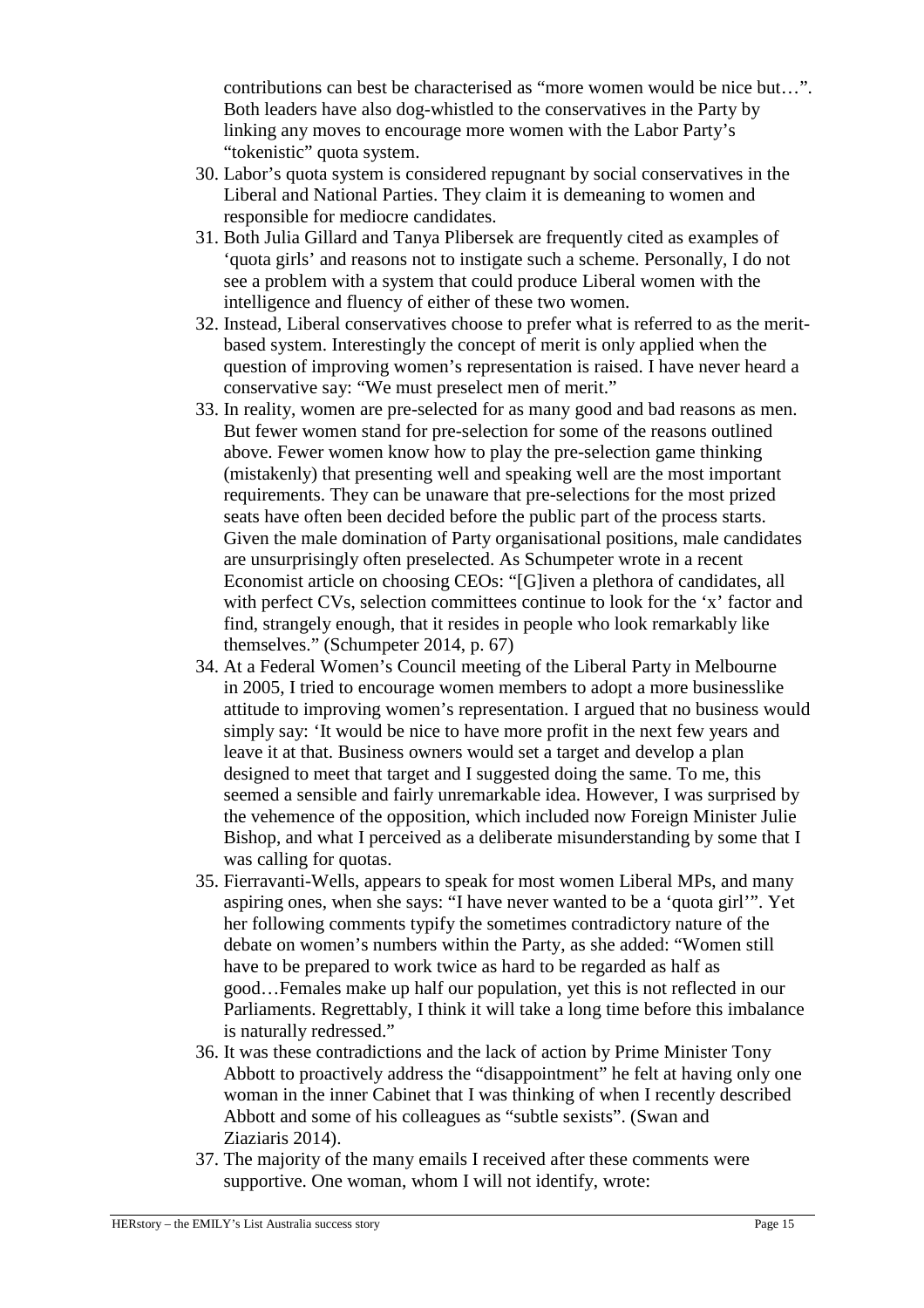contributions can best be characterised as "more women would be nice but…". Both leaders have also dog-whistled to the conservatives in the Party by linking any moves to encourage more women with the Labor Party's "tokenistic" quota system.

30. Labor's quota system is considered repugnant by social conservatives in the Liberal and National Parties. They claim it is demeaning to women and responsible for mediocre candidates.
31. Both Julia Gillard and Tanya Plibersek are frequently cited as examples of 'quota girls' and reasons not to instigate such a scheme. Personally, I do not see a problem with a system that could produce Liberal women with the intelligence and fluency of either of these two women.
32. Instead, Liberal conservatives choose to prefer what is referred to as the merit-based system. Interestingly the concept of merit is only applied when the question of improving women's representation is raised. I have never heard a conservative say: "We must preselect men of merit."
33. In reality, women are pre-selected for as many good and bad reasons as men. But fewer women stand for pre-selection for some of the reasons outlined above. Fewer women know how to play the pre-selection game thinking (mistakenly) that presenting well and speaking well are the most important requirements. They can be unaware that pre-selections for the most prized seats have often been decided before the public part of the process starts. Given the male domination of Party organisational positions, male candidates are unsurprisingly often preselected. As Schumpeter wrote in a recent Economist article on choosing CEOs: "[G]iven a plethora of candidates, all with perfect CVs, selection committees continue to look for the 'x' factor and find, strangely enough, that it resides in people who look remarkably like themselves." (Schumpeter 2014, p. 67)
34. At a Federal Women's Council meeting of the Liberal Party in Melbourne in 2005, I tried to encourage women members to adopt a more businesslike attitude to improving women's representation. I argued that no business would simply say: 'It would be nice to have more profit in the next few years and leave it at that. Business owners would set a target and develop a plan designed to meet that target and I suggested doing the same. To me, this seemed a sensible and fairly unremarkable idea. However, I was surprised by the vehemence of the opposition, which included now Foreign Minister Julie Bishop, and what I perceived as a deliberate misunderstanding by some that I was calling for quotas.
35. Fierravanti-Wells, appears to speak for most women Liberal MPs, and many aspiring ones, when she says: "I have never wanted to be a 'quota girl'". Yet her following comments typify the sometimes contradictory nature of the debate on women's numbers within the Party, as she added: "Women still have to be prepared to work twice as hard to be regarded as half as good…Females make up half our population, yet this is not reflected in our Parliaments. Regrettably, I think it will take a long time before this imbalance is naturally redressed."
36. It was these contradictions and the lack of action by Prime Minister Tony Abbott to proactively address the "disappointment" he felt at having only one woman in the inner Cabinet that I was thinking of when I recently described Abbott and some of his colleagues as "subtle sexists". (Swan and Ziaziaris 2014).
37. The majority of the many emails I received after these comments were supportive. One woman, whom I will not identify, wrote: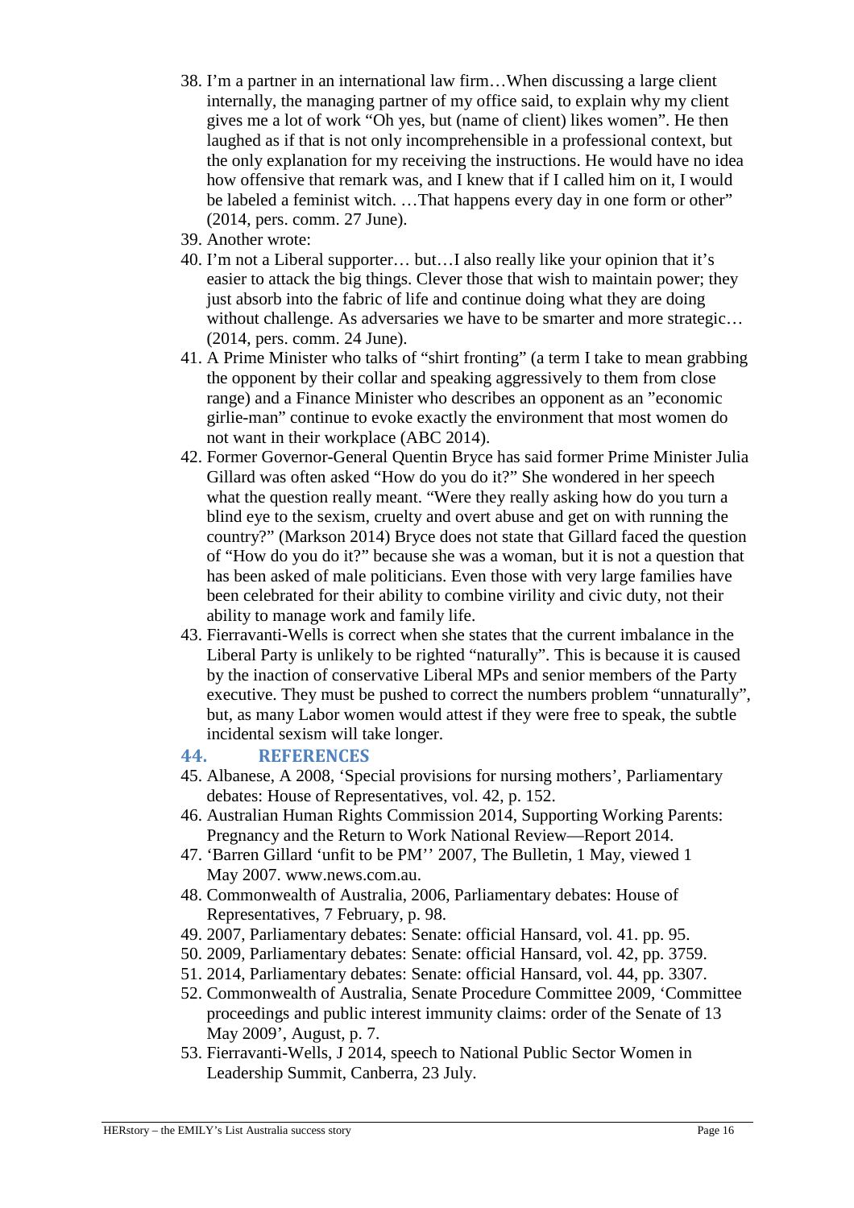38. I'm a partner in an international law firm…When discussing a large client internally, the managing partner of my office said, to explain why my client gives me a lot of work "Oh yes, but (name of client) likes women". He then laughed as if that is not only incomprehensible in a professional context, but the only explanation for my receiving the instructions. He would have no idea how offensive that remark was, and I knew that if I called him on it, I would be labeled a feminist witch. …That happens every day in one form or other" (2014, pers. comm. 27 June).
39. Another wrote:
40. I'm not a Liberal supporter… but…I also really like your opinion that it's easier to attack the big things. Clever those that wish to maintain power; they just absorb into the fabric of life and continue doing what they are doing without challenge. As adversaries we have to be smarter and more strategic… (2014, pers. comm. 24 June).
41. A Prime Minister who talks of "shirt fronting" (a term I take to mean grabbing the opponent by their collar and speaking aggressively to them from close range) and a Finance Minister who describes an opponent as an "economic girlie-man" continue to evoke exactly the environment that most women do not want in their workplace (ABC 2014).
42. Former Governor-General Quentin Bryce has said former Prime Minister Julia Gillard was often asked "How do you do it?" She wondered in her speech what the question really meant. "Were they really asking how do you turn a blind eye to the sexism, cruelty and overt abuse and get on with running the country?" (Markson 2014) Bryce does not state that Gillard faced the question of "How do you do it?" because she was a woman, but it is not a question that has been asked of male politicians. Even those with very large families have been celebrated for their ability to combine virility and civic duty, not their ability to manage work and family life.
43. Fierravanti-Wells is correct when she states that the current imbalance in the Liberal Party is unlikely to be righted "naturally". This is because it is caused by the inaction of conservative Liberal MPs and senior members of the Party executive. They must be pushed to correct the numbers problem "unnaturally", but, as many Labor women would attest if they were free to speak, the subtle incidental sexism will take longer.

## 44. REFERENCES

45. Albanese, A 2008, 'Special provisions for nursing mothers', Parliamentary debates: House of Representatives, vol. 42, p. 152.
46. Australian Human Rights Commission 2014, Supporting Working Parents: Pregnancy and the Return to Work National Review—Report 2014.
47. 'Barren Gillard 'unfit to be PM'' 2007, The Bulletin, 1 May, viewed 1 May 2007. www.news.com.au.
48. Commonwealth of Australia, 2006, Parliamentary debates: House of Representatives, 7 February, p. 98.
49. 2007, Parliamentary debates: Senate: official Hansard, vol. 41. pp. 95.
50. 2009, Parliamentary debates: Senate: official Hansard, vol. 42, pp. 3759.
51. 2014, Parliamentary debates: Senate: official Hansard, vol. 44, pp. 3307.
52. Commonwealth of Australia, Senate Procedure Committee 2009, 'Committee proceedings and public interest immunity claims: order of the Senate of 13 May 2009', August, p. 7.
53. Fierravanti-Wells, J 2014, speech to National Public Sector Women in Leadership Summit, Canberra, 23 July.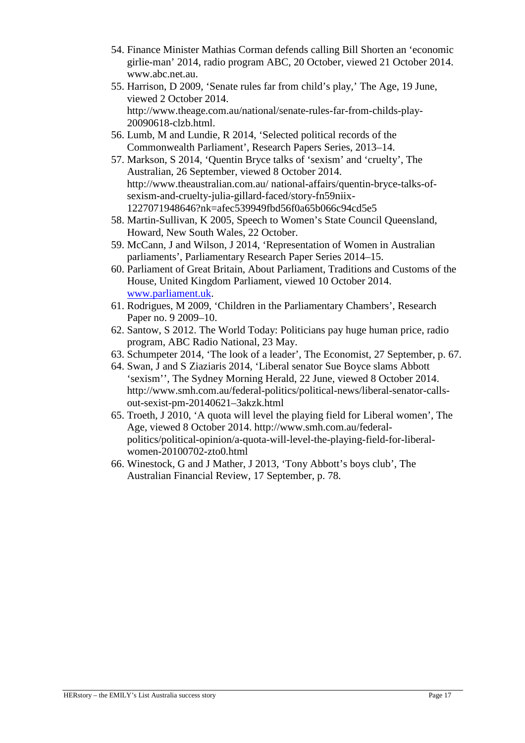54. Finance Minister Mathias Corman defends calling Bill Shorten an 'economic girlie-man' 2014, radio program ABC, 20 October, viewed 21 October 2014. www.abc.net.au.
55. Harrison, D 2009, 'Senate rules far from child's play,' The Age, 19 June, viewed 2 October 2014. http://www.theage.com.au/national/senate-rules-far-from-childs-play-20090618-clzb.html.
56. Lumb, M and Lundie, R 2014, 'Selected political records of the Commonwealth Parliament', Research Papers Series, 2013–14.
57. Markson, S 2014, 'Quentin Bryce talks of 'sexism' and 'cruelty', The Australian, 26 September, viewed 8 October 2014. http://www.theaustralian.com.au/ national-affairs/quentin-bryce-talks-of-sexism-and-cruelty-julia-gillard-faced/story-fn59niix-1227071948646?nk=afec539949fbd56f0a65b066c94cd5e5
58. Martin-Sullivan, K 2005, Speech to Women's State Council Queensland, Howard, New South Wales, 22 October.
59. McCann, J and Wilson, J 2014, 'Representation of Women in Australian parliaments', Parliamentary Research Paper Series 2014–15.
60. Parliament of Great Britain, About Parliament, Traditions and Customs of the House, United Kingdom Parliament, viewed 10 October 2014. www.parliament.uk.
61. Rodrigues, M 2009, 'Children in the Parliamentary Chambers', Research Paper no. 9 2009–10.
62. Santow, S 2012. The World Today: Politicians pay huge human price, radio program, ABC Radio National, 23 May.
63. Schumpeter 2014, 'The look of a leader', The Economist, 27 September, p. 67.
64. Swan, J and S Ziaziaris 2014, 'Liberal senator Sue Boyce slams Abbott 'sexism'', The Sydney Morning Herald, 22 June, viewed 8 October 2014. http://www.smh.com.au/federal-politics/political-news/liberal-senator-calls-out-sexist-pm-20140621–3akzk.html
65. Troeth, J 2010, 'A quota will level the playing field for Liberal women', The Age, viewed 8 October 2014. http://www.smh.com.au/federal-politics/political-opinion/a-quota-will-level-the-playing-field-for-liberal-women-20100702-zto0.html
66. Winestock, G and J Mather, J 2013, 'Tony Abbott's boys club', The Australian Financial Review, 17 September, p. 78.